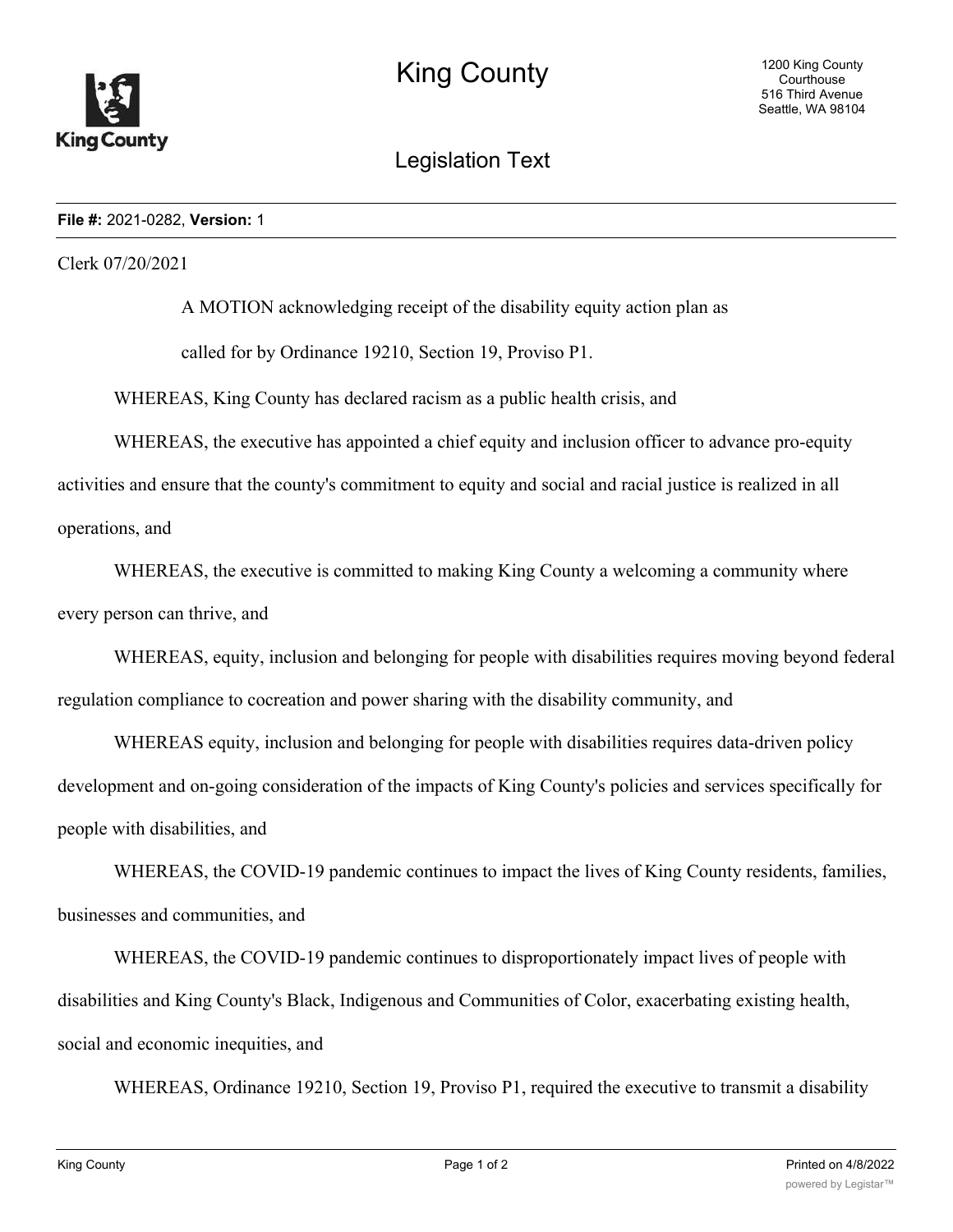# King County

## Legislation Text

**File #:** 2021-0282, **Version:** 1

Clerk 07/20/2021

A MOTION acknowledging receipt of the disability equity action plan as called for by Ordinance 19210, Section 19, Proviso P1.

WHEREAS, King County has declared racism as a public health crisis, and

WHEREAS, the executive has appointed a chief equity and inclusion officer to advance pro-equity activities and ensure that the county's commitment to equity and social and racial justice is realized in all operations, and

WHEREAS, the executive is committed to making King County a welcoming a community where every person can thrive, and

WHEREAS, equity, inclusion and belonging for people with disabilities requires moving beyond federal regulation compliance to cocreation and power sharing with the disability community, and

WHEREAS equity, inclusion and belonging for people with disabilities requires data-driven policy development and on-going consideration of the impacts of King County's policies and services specifically for people with disabilities, and

WHEREAS, the COVID-19 pandemic continues to impact the lives of King County residents, families, businesses and communities, and

WHEREAS, the COVID-19 pandemic continues to disproportionately impact lives of people with disabilities and King County's Black, Indigenous and Communities of Color, exacerbating existing health, social and economic inequities, and

WHEREAS, Ordinance 19210, Section 19, Proviso P1, required the executive to transmit a disability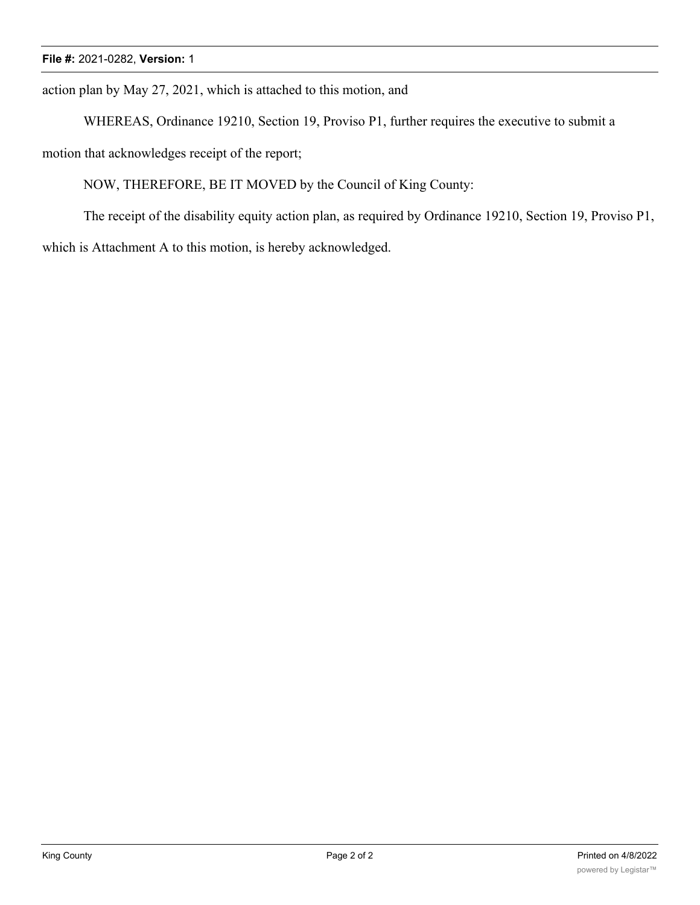action plan by May 27, 2021, which is attached to this motion, and

WHEREAS, Ordinance 19210, Section 19, Proviso P1, further requires the executive to submit a motion that acknowledges receipt of the report;

NOW, THEREFORE, BE IT MOVED by the Council of King County:

The receipt of the disability equity action plan, as required by Ordinance 19210, Section 19, Proviso P1, which is Attachment A to this motion, is hereby acknowledged.